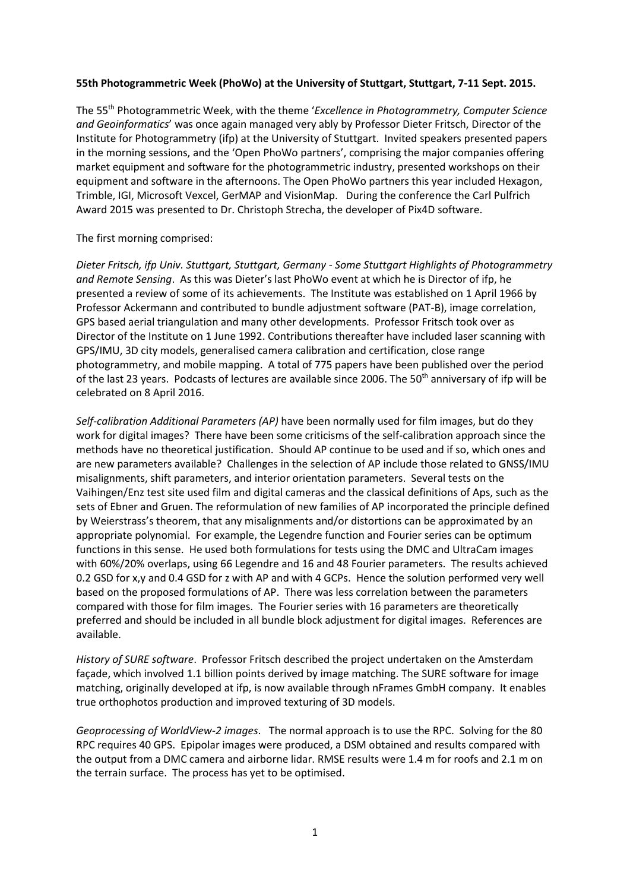**55th Photogrammetric Week (PhoWo) at the University of Stuttgart, Stuttgart, 7-11 Sept. 2015.**

The 55th Photogrammetric Week, with the theme '*Excellence in Photogrammetry, Computer Science and Geoinformatics*' was once again managed very ably by Professor Dieter Fritsch, Director of the Institute for Photogrammetry (ifp) at the University of Stuttgart. Invited speakers presented papers in the morning sessions, and the 'Open PhoWo partners', comprising the major companies offering market equipment and software for the photogrammetric industry, presented workshops on their equipment and software in the afternoons. The Open PhoWo partners this year included Hexagon, Trimble, IGI, Microsoft Vexcel, GerMAP and VisionMap. During the conference the Carl Pulfrich Award 2015 was presented to Dr. Christoph Strecha, the developer of Pix4D software.

The first morning comprised:

*Dieter Fritsch, ifp Univ. Stuttgart, Stuttgart, Germany - Some Stuttgart Highlights of Photogrammetry and Remote Sensing*. As this was Dieter's last PhoWo event at which he is Director of ifp, he presented a review of some of its achievements. The Institute was established on 1 April 1966 by Professor Ackermann and contributed to bundle adjustment software (PAT-B), image correlation, GPS based aerial triangulation and many other developments. Professor Fritsch took over as Director of the Institute on 1 June 1992. Contributions thereafter have included laser scanning with GPS/IMU, 3D city models, generalised camera calibration and certification, close range photogrammetry, and mobile mapping. A total of 775 papers have been published over the period of the last 23 years. Podcasts of lectures are available since 2006. The 50th anniversary of ifp will be celebrated on 8 April 2016.

*Self-calibration Additional Parameters (AP)* have been normally used for film images, but do they work for digital images? There have been some criticisms of the self-calibration approach since the methods have no theoretical justification. Should AP continue to be used and if so, which ones and are new parameters available? Challenges in the selection of AP include those related to GNSS/IMU misalignments, shift parameters, and interior orientation parameters. Several tests on the Vaihingen/Enz test site used film and digital cameras and the classical definitions of Aps, such as the sets of Ebner and Gruen. The reformulation of new families of AP incorporated the principle defined by Weierstrass's theorem, that any misalignments and/or distortions can be approximated by an appropriate polynomial. For example, the Legendre function and Fourier series can be optimum functions in this sense. He used both formulations for tests using the DMC and UltraCam images with 60%/20% overlaps, using 66 Legendre and 16 and 48 Fourier parameters. The results achieved 0.2 GSD for x,y and 0.4 GSD for z with AP and with 4 GCPs. Hence the solution performed very well based on the proposed formulations of AP. There was less correlation between the parameters compared with those for film images. The Fourier series with 16 parameters are theoretically preferred and should be included in all bundle block adjustment for digital images. References are available.

*History of SURE software*. Professor Fritsch described the project undertaken on the Amsterdam façade, which involved 1.1 billion points derived by image matching. The SURE software for image matching, originally developed at ifp, is now available through nFrames GmbH company. It enables true orthophotos production and improved texturing of 3D models.

*Geoprocessing of WorldView-2 images*. The normal approach is to use the RPC. Solving for the 80 RPC requires 40 GPS. Epipolar images were produced, a DSM obtained and results compared with the output from a DMC camera and airborne lidar. RMSE results were 1.4 m for roofs and 2.1 m on the terrain surface. The process has yet to be optimised.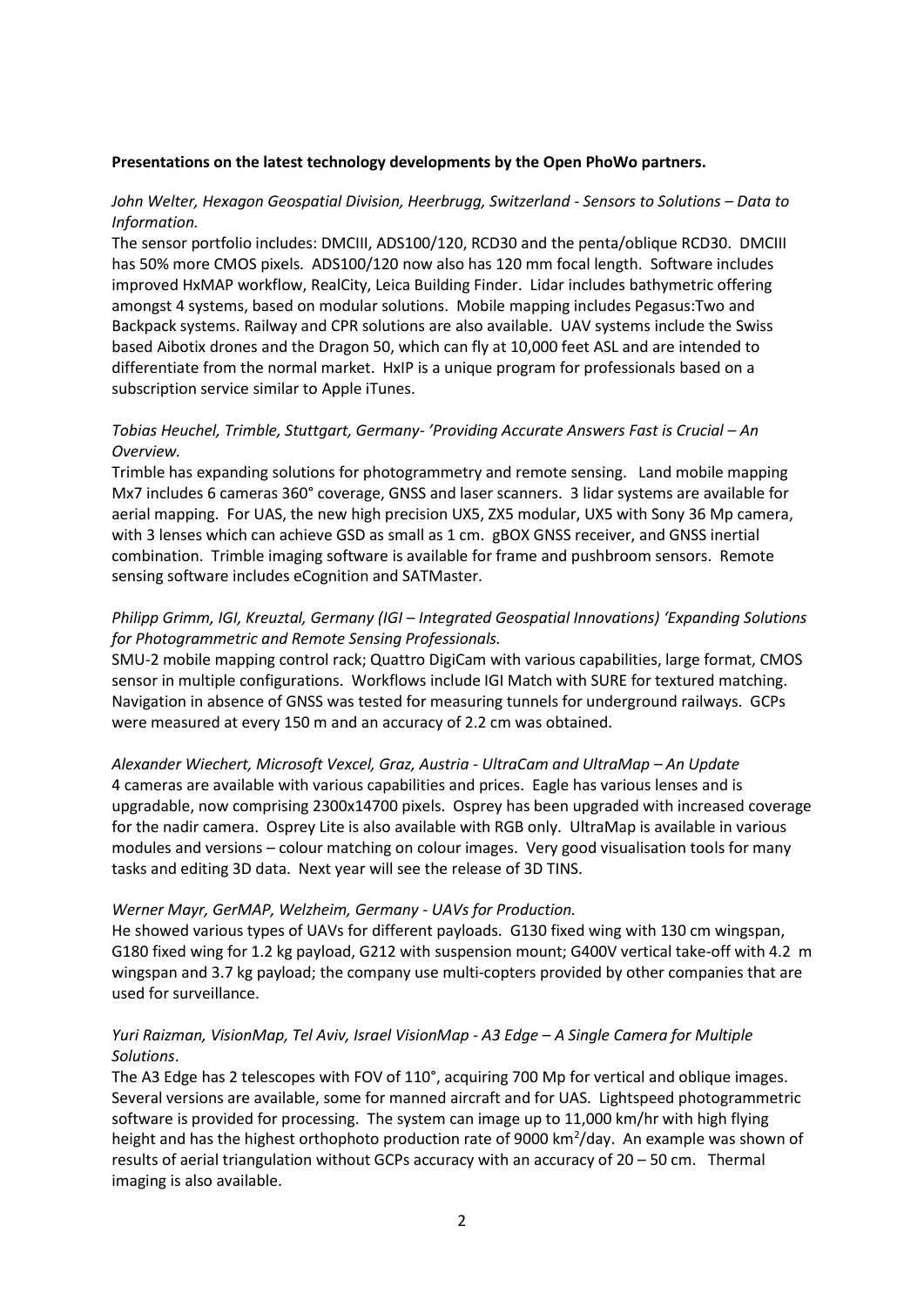**Presentations on the latest technology developments by the Open PhoWo partners.**

*John Welter, Hexagon Geospatial Division, Heerbrugg, Switzerland - Sensors to Solutions – Data to Information.*

The sensor portfolio includes: DMCIII, ADS100/120, RCD30 and the penta/oblique RCD30. DMCIII has 50% more CMOS pixels. ADS100/120 now also has 120 mm focal length. Software includes improved HxMAP workflow, RealCity, Leica Building Finder. Lidar includes bathymetric offering amongst 4 systems, based on modular solutions. Mobile mapping includes Pegasus:Two and Backpack systems. Railway and CPR solutions are also available. UAV systems include the Swiss based Aibotix drones and the Dragon 50, which can fly at 10,000 feet ASL and are intended to differentiate from the normal market. HxIP is a unique program for professionals based on a subscription service similar to Apple iTunes.

*Tobias Heuchel, Trimble, Stuttgart, Germany- 'Providing Accurate Answers Fast is Crucial – An Overview.*

Trimble has expanding solutions for photogrammetry and remote sensing. Land mobile mapping Mx7 includes 6 cameras 360° coverage, GNSS and laser scanners. 3 lidar systems are available for aerial mapping. For UAS, the new high precision UX5, ZX5 modular, UX5 with Sony 36 Mp camera, with 3 lenses which can achieve GSD as small as 1 cm. gBOX GNSS receiver, and GNSS inertial combination. Trimble imaging software is available for frame and pushbroom sensors. Remote sensing software includes eCognition and SATMaster.

*Philipp Grimm, IGI, Kreuztal, Germany (IGI – Integrated Geospatial Innovations) 'Expanding Solutions for Photogrammetric and Remote Sensing Professionals.*

SMU-2 mobile mapping control rack; Quattro DigiCam with various capabilities, large format, CMOS sensor in multiple configurations. Workflows include IGI Match with SURE for textured matching. Navigation in absence of GNSS was tested for measuring tunnels for underground railways. GCPs were measured at every 150 m and an accuracy of 2.2 cm was obtained.

*Alexander Wiechert, Microsoft Vexcel, Graz, Austria - UltraCam and UltraMap – An Update*

4 cameras are available with various capabilities and prices. Eagle has various lenses and is upgradable, now comprising 2300x14700 pixels. Osprey has been upgraded with increased coverage for the nadir camera. Osprey Lite is also available with RGB only. UltraMap is available in various modules and versions – colour matching on colour images. Very good visualisation tools for many tasks and editing 3D data. Next year will see the release of 3D TINS.

*Werner Mayr, GerMAP, Welzheim, Germany - UAVs for Production.*

He showed various types of UAVs for different payloads. G130 fixed wing with 130 cm wingspan, G180 fixed wing for 1.2 kg payload, G212 with suspension mount; G400V vertical take-off with 4.2 m wingspan and 3.7 kg payload; the company use multi-copters provided by other companies that are used for surveillance.

*Yuri Raizman, VisionMap, Tel Aviv, Israel VisionMap - A3 Edge – A Single Camera for Multiple Solutions*.

The A3 Edge has 2 telescopes with FOV of 110°, acquiring 700 Mp for vertical and oblique images. Several versions are available, some for manned aircraft and for UAS. Lightspeed photogrammetric software is provided for processing. The system can image up to 11,000 km/hr with high flying height and has the highest orthophoto production rate of 9000 km$^2$/day. An example was shown of results of aerial triangulation without GCPs accuracy with an accuracy of 20 – 50 cm. Thermal imaging is also available.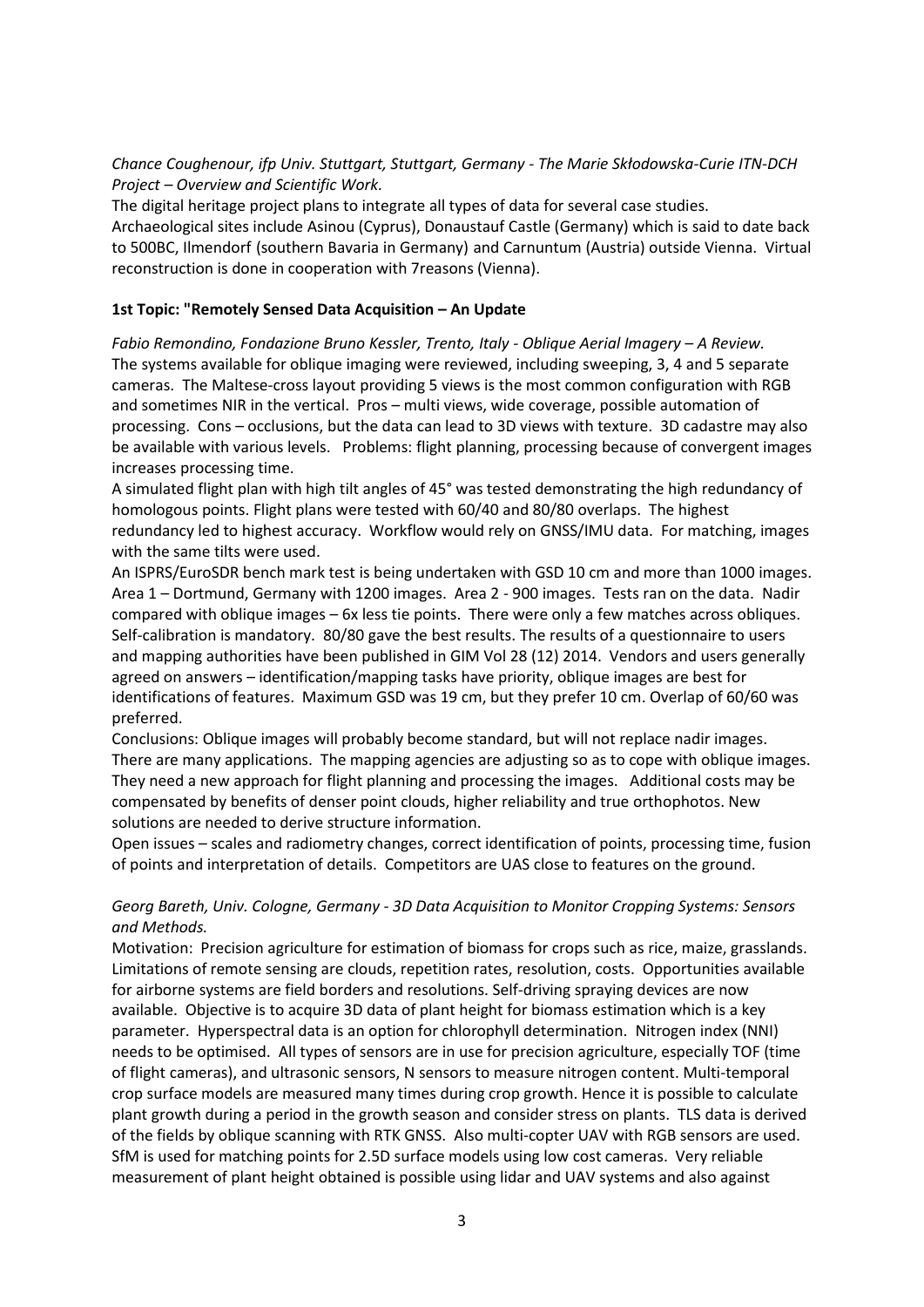*Chance Coughenour, ifp Univ. Stuttgart, Stuttgart, Germany - The Marie Skłodowska-Curie ITN-DCH Project – Overview and Scientific Work.*

The digital heritage project plans to integrate all types of data for several case studies. Archaeological sites include Asinou (Cyprus), Donaustauf Castle (Germany) which is said to date back to 500BC, Ilmendorf (southern Bavaria in Germany) and Carnuntum (Austria) outside Vienna. Virtual reconstruction is done in cooperation with 7reasons (Vienna).

**1st Topic: "Remotely Sensed Data Acquisition – An Update**

*Fabio Remondino, Fondazione Bruno Kessler, Trento, Italy - Oblique Aerial Imagery – A Review.*

The systems available for oblique imaging were reviewed, including sweeping, 3, 4 and 5 separate cameras. The Maltese-cross layout providing 5 views is the most common configuration with RGB and sometimes NIR in the vertical. Pros – multi views, wide coverage, possible automation of processing. Cons – occlusions, but the data can lead to 3D views with texture. 3D cadastre may also be available with various levels. Problems: flight planning, processing because of convergent images increases processing time.

A simulated flight plan with high tilt angles of 45° was tested demonstrating the high redundancy of homologous points. Flight plans were tested with 60/40 and 80/80 overlaps. The highest redundancy led to highest accuracy. Workflow would rely on GNSS/IMU data. For matching, images with the same tilts were used.

An ISPRS/EuroSDR bench mark test is being undertaken with GSD 10 cm and more than 1000 images. Area 1 – Dortmund, Germany with 1200 images. Area 2 - 900 images. Tests ran on the data. Nadir compared with oblique images – 6x less tie points. There were only a few matches across obliques. Self-calibration is mandatory. 80/80 gave the best results. The results of a questionnaire to users and mapping authorities have been published in GIM Vol 28 (12) 2014. Vendors and users generally agreed on answers – identification/mapping tasks have priority, oblique images are best for identifications of features. Maximum GSD was 19 cm, but they prefer 10 cm. Overlap of 60/60 was preferred.

Conclusions: Oblique images will probably become standard, but will not replace nadir images. There are many applications. The mapping agencies are adjusting so as to cope with oblique images. They need a new approach for flight planning and processing the images. Additional costs may be compensated by benefits of denser point clouds, higher reliability and true orthophotos. New solutions are needed to derive structure information.

Open issues – scales and radiometry changes, correct identification of points, processing time, fusion of points and interpretation of details. Competitors are UAS close to features on the ground.

*Georg Bareth, Univ. Cologne, Germany - 3D Data Acquisition to Monitor Cropping Systems: Sensors and Methods.*

Motivation: Precision agriculture for estimation of biomass for crops such as rice, maize, grasslands. Limitations of remote sensing are clouds, repetition rates, resolution, costs. Opportunities available for airborne systems are field borders and resolutions. Self-driving spraying devices are now available. Objective is to acquire 3D data of plant height for biomass estimation which is a key parameter. Hyperspectral data is an option for chlorophyll determination. Nitrogen index (NNI) needs to be optimised. All types of sensors are in use for precision agriculture, especially TOF (time of flight cameras), and ultrasonic sensors, N sensors to measure nitrogen content. Multi-temporal crop surface models are measured many times during crop growth. Hence it is possible to calculate plant growth during a period in the growth season and consider stress on plants. TLS data is derived of the fields by oblique scanning with RTK GNSS. Also multi-copter UAV with RGB sensors are used. SfM is used for matching points for 2.5D surface models using low cost cameras. Very reliable measurement of plant height obtained is possible using lidar and UAV systems and also against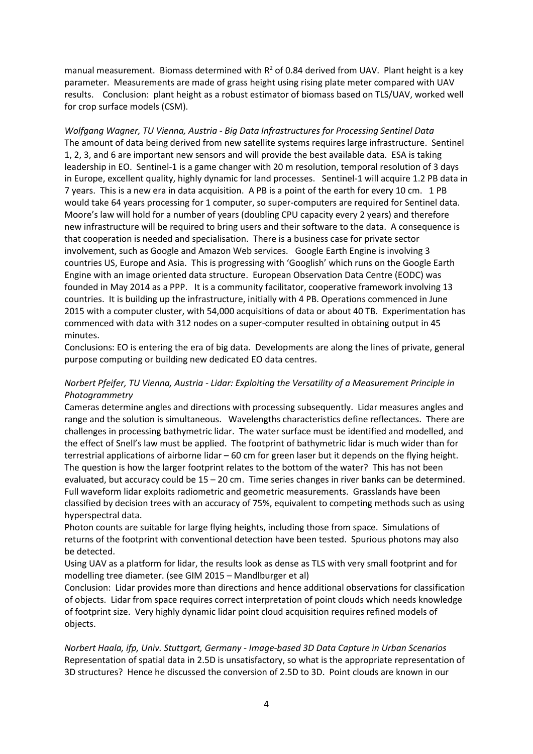manual measurement. Biomass determined with $R^2$ of 0.84 derived from UAV. Plant height is a key parameter. Measurements are made of grass height using rising plate meter compared with UAV results. Conclusion: plant height as a robust estimator of biomass based on TLS/UAV, worked well for crop surface models (CSM).

*Wolfgang Wagner, TU Vienna, Austria - Big Data Infrastructures for Processing Sentinel Data*
The amount of data being derived from new satellite systems requires large infrastructure. Sentinel 1, 2, 3, and 6 are important new sensors and will provide the best available data. ESA is taking leadership in EO. Sentinel-1 is a game changer with 20 m resolution, temporal resolution of 3 days in Europe, excellent quality, highly dynamic for land processes. Sentinel-1 will acquire 1.2 PB data in 7 years. This is a new era in data acquisition. A PB is a point of the earth for every 10 cm. 1 PB would take 64 years processing for 1 computer, so super-computers are required for Sentinel data. Moore's law will hold for a number of years (doubling CPU capacity every 2 years) and therefore new infrastructure will be required to bring users and their software to the data. A consequence is that cooperation is needed and specialisation. There is a business case for private sector involvement, such as Google and Amazon Web services. Google Earth Engine is involving 3 countries US, Europe and Asia. This is progressing with 'Googlish' which runs on the Google Earth Engine with an image oriented data structure. European Observation Data Centre (EODC) was founded in May 2014 as a PPP. It is a community facilitator, cooperative framework involving 13 countries. It is building up the infrastructure, initially with 4 PB. Operations commenced in June 2015 with a computer cluster, with 54,000 acquisitions of data or about 40 TB. Experimentation has commenced with data with 312 nodes on a super-computer resulted in obtaining output in 45 minutes.
Conclusions: EO is entering the era of big data. Developments are along the lines of private, general purpose computing or building new dedicated EO data centres.

*Norbert Pfeifer, TU Vienna, Austria - Lidar: Exploiting the Versatility of a Measurement Principle in Photogrammetry*
Cameras determine angles and directions with processing subsequently. Lidar measures angles and range and the solution is simultaneous. Wavelengths characteristics define reflectances. There are challenges in processing bathymetric lidar. The water surface must be identified and modelled, and the effect of Snell's law must be applied. The footprint of bathymetric lidar is much wider than for terrestrial applications of airborne lidar – 60 cm for green laser but it depends on the flying height. The question is how the larger footprint relates to the bottom of the water? This has not been evaluated, but accuracy could be 15 – 20 cm. Time series changes in river banks can be determined. Full waveform lidar exploits radiometric and geometric measurements. Grasslands have been classified by decision trees with an accuracy of 75%, equivalent to competing methods such as using hyperspectral data.
Photon counts are suitable for large flying heights, including those from space. Simulations of returns of the footprint with conventional detection have been tested. Spurious photons may also be detected.
Using UAV as a platform for lidar, the results look as dense as TLS with very small footprint and for modelling tree diameter. (see GIM 2015 – Mandlburger et al)
Conclusion: Lidar provides more than directions and hence additional observations for classification of objects. Lidar from space requires correct interpretation of point clouds which needs knowledge of footprint size. Very highly dynamic lidar point cloud acquisition requires refined models of objects.

*Norbert Haala, ifp, Univ. Stuttgart, Germany - Image-based 3D Data Capture in Urban Scenarios*
Representation of spatial data in 2.5D is unsatisfactory, so what is the appropriate representation of 3D structures? Hence he discussed the conversion of 2.5D to 3D. Point clouds are known in our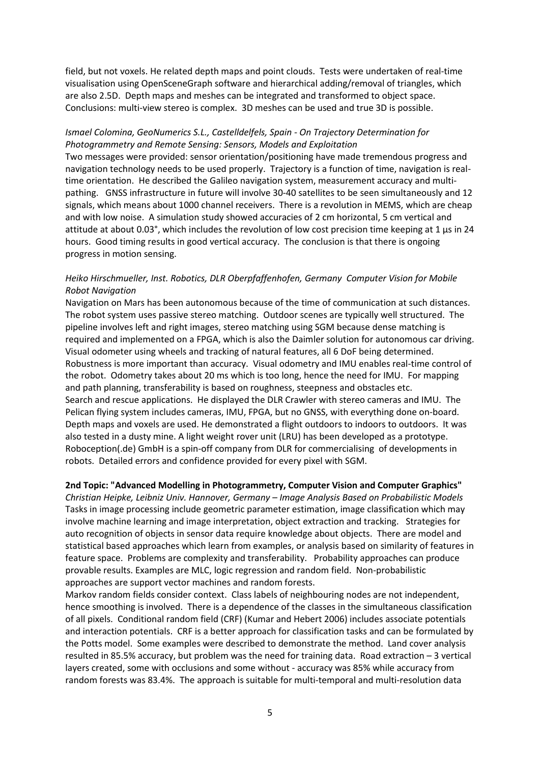field, but not voxels. He related depth maps and point clouds. Tests were undertaken of real-time visualisation using OpenSceneGraph software and hierarchical adding/removal of triangles, which are also 2.5D. Depth maps and meshes can be integrated and transformed to object space. Conclusions: multi-view stereo is complex. 3D meshes can be used and true 3D is possible.

*Ismael Colomina, GeoNumerics S.L., Castelldelfels, Spain - On Trajectory Determination for Photogrammetry and Remote Sensing: Sensors, Models and Exploitation*

Two messages were provided: sensor orientation/positioning have made tremendous progress and navigation technology needs to be used properly. Trajectory is a function of time, navigation is real-time orientation. He described the Galileo navigation system, measurement accuracy and multi-pathing. GNSS infrastructure in future will involve 30-40 satellites to be seen simultaneously and 12 signals, which means about 1000 channel receivers. There is a revolution in MEMS, which are cheap and with low noise. A simulation study showed accuracies of 2 cm horizontal, 5 cm vertical and attitude at about 0.03°, which includes the revolution of low cost precision time keeping at 1 µs in 24 hours. Good timing results in good vertical accuracy. The conclusion is that there is ongoing progress in motion sensing.

*Heiko Hirschmueller, Inst. Robotics, DLR Oberpfaffenhofen, Germany Computer Vision for Mobile Robot Navigation*

Navigation on Mars has been autonomous because of the time of communication at such distances. The robot system uses passive stereo matching. Outdoor scenes are typically well structured. The pipeline involves left and right images, stereo matching using SGM because dense matching is required and implemented on a FPGA, which is also the Daimler solution for autonomous car driving. Visual odometer using wheels and tracking of natural features, all 6 DoF being determined. Robustness is more important than accuracy. Visual odometry and IMU enables real-time control of the robot. Odometry takes about 20 ms which is too long, hence the need for IMU. For mapping and path planning, transferability is based on roughness, steepness and obstacles etc.
Search and rescue applications. He displayed the DLR Crawler with stereo cameras and IMU. The Pelican flying system includes cameras, IMU, FPGA, but no GNSS, with everything done on-board. Depth maps and voxels are used. He demonstrated a flight outdoors to indoors to outdoors. It was also tested in a dusty mine. A light weight rover unit (LRU) has been developed as a prototype. Roboception(.de) GmbH is a spin-off company from DLR for commercialising of developments in robots. Detailed errors and confidence provided for every pixel with SGM.

**2nd Topic: "Advanced Modelling in Photogrammetry, Computer Vision and Computer Graphics"**

*Christian Heipke, Leibniz Univ. Hannover, Germany – Image Analysis Based on Probabilistic Models*

Tasks in image processing include geometric parameter estimation, image classification which may involve machine learning and image interpretation, object extraction and tracking. Strategies for auto recognition of objects in sensor data require knowledge about objects. There are model and statistical based approaches which learn from examples, or analysis based on similarity of features in feature space. Problems are complexity and transferability. Probability approaches can produce provable results. Examples are MLC, logic regression and random field. Non-probabilistic approaches are support vector machines and random forests.
Markov random fields consider context. Class labels of neighbouring nodes are not independent, hence smoothing is involved. There is a dependence of the classes in the simultaneous classification of all pixels. Conditional random field (CRF) (Kumar and Hebert 2006) includes associate potentials and interaction potentials. CRF is a better approach for classification tasks and can be formulated by the Potts model. Some examples were described to demonstrate the method. Land cover analysis resulted in 85.5% accuracy, but problem was the need for training data. Road extraction – 3 vertical layers created, some with occlusions and some without - accuracy was 85% while accuracy from random forests was 83.4%. The approach is suitable for multi-temporal and multi-resolution data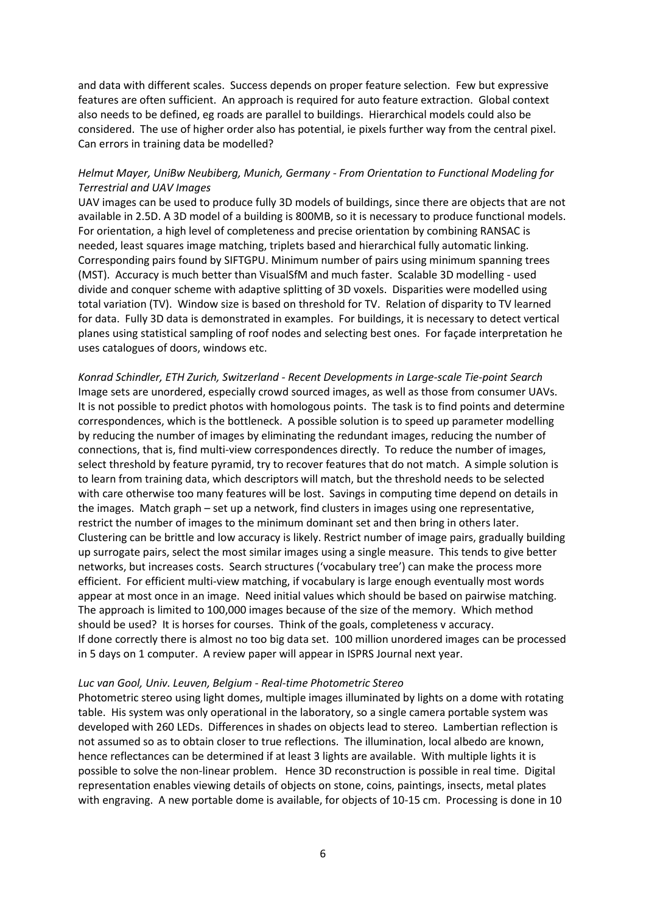and data with different scales. Success depends on proper feature selection. Few but expressive features are often sufficient. An approach is required for auto feature extraction. Global context also needs to be defined, eg roads are parallel to buildings. Hierarchical models could also be considered. The use of higher order also has potential, ie pixels further way from the central pixel. Can errors in training data be modelled?

*Helmut Mayer, UniBw Neubiberg, Munich, Germany - From Orientation to Functional Modeling for Terrestrial and UAV Images*

UAV images can be used to produce fully 3D models of buildings, since there are objects that are not available in 2.5D. A 3D model of a building is 800MB, so it is necessary to produce functional models. For orientation, a high level of completeness and precise orientation by combining RANSAC is needed, least squares image matching, triplets based and hierarchical fully automatic linking. Corresponding pairs found by SIFTGPU. Minimum number of pairs using minimum spanning trees (MST). Accuracy is much better than VisualSfM and much faster. Scalable 3D modelling - used divide and conquer scheme with adaptive splitting of 3D voxels. Disparities were modelled using total variation (TV). Window size is based on threshold for TV. Relation of disparity to TV learned for data. Fully 3D data is demonstrated in examples. For buildings, it is necessary to detect vertical planes using statistical sampling of roof nodes and selecting best ones. For façade interpretation he uses catalogues of doors, windows etc.

*Konrad Schindler, ETH Zurich, Switzerland - Recent Developments in Large-scale Tie-point Search*

Image sets are unordered, especially crowd sourced images, as well as those from consumer UAVs. It is not possible to predict photos with homologous points. The task is to find points and determine correspondences, which is the bottleneck. A possible solution is to speed up parameter modelling by reducing the number of images by eliminating the redundant images, reducing the number of connections, that is, find multi-view correspondences directly. To reduce the number of images, select threshold by feature pyramid, try to recover features that do not match. A simple solution is to learn from training data, which descriptors will match, but the threshold needs to be selected with care otherwise too many features will be lost. Savings in computing time depend on details in the images. Match graph – set up a network, find clusters in images using one representative, restrict the number of images to the minimum dominant set and then bring in others later. Clustering can be brittle and low accuracy is likely. Restrict number of image pairs, gradually building up surrogate pairs, select the most similar images using a single measure. This tends to give better networks, but increases costs. Search structures ('vocabulary tree') can make the process more efficient. For efficient multi-view matching, if vocabulary is large enough eventually most words appear at most once in an image. Need initial values which should be based on pairwise matching. The approach is limited to 100,000 images because of the size of the memory. Which method should be used? It is horses for courses. Think of the goals, completeness v accuracy.
If done correctly there is almost no too big data set. 100 million unordered images can be processed in 5 days on 1 computer. A review paper will appear in ISPRS Journal next year.

*Luc van Gool, Univ. Leuven, Belgium - Real-time Photometric Stereo*

Photometric stereo using light domes, multiple images illuminated by lights on a dome with rotating table. His system was only operational in the laboratory, so a single camera portable system was developed with 260 LEDs. Differences in shades on objects lead to stereo. Lambertian reflection is not assumed so as to obtain closer to true reflections. The illumination, local albedo are known, hence reflectances can be determined if at least 3 lights are available. With multiple lights it is possible to solve the non-linear problem. Hence 3D reconstruction is possible in real time. Digital representation enables viewing details of objects on stone, coins, paintings, insects, metal plates with engraving. A new portable dome is available, for objects of 10-15 cm. Processing is done in 10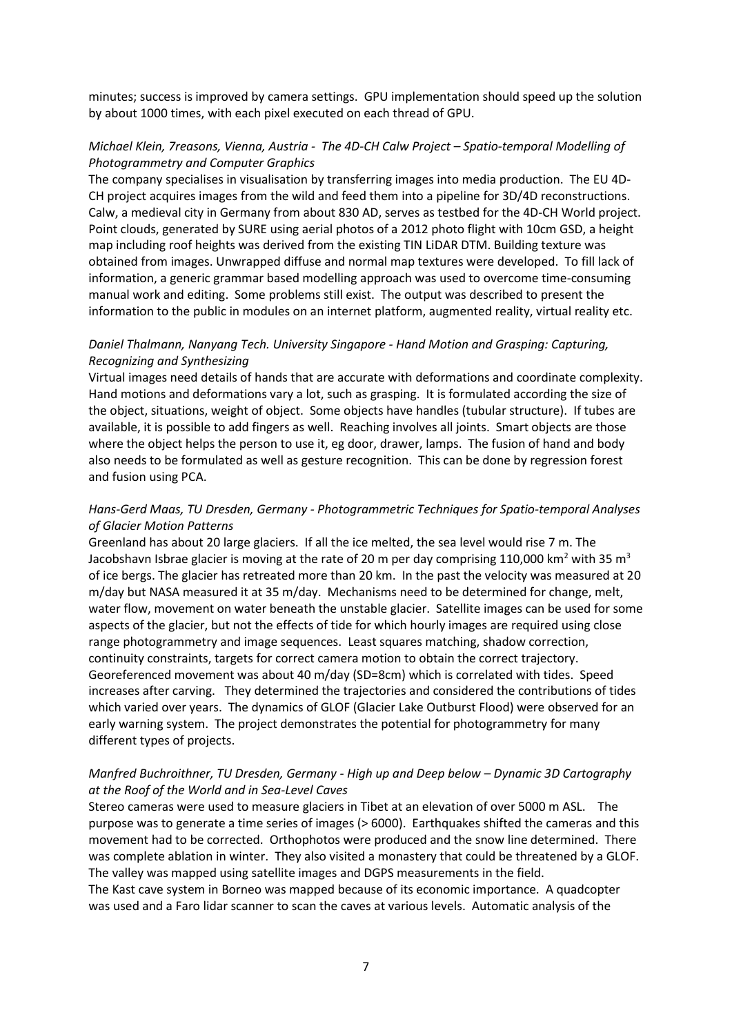minutes; success is improved by camera settings. GPU implementation should speed up the solution by about 1000 times, with each pixel executed on each thread of GPU.

*Michael Klein, 7reasons, Vienna, Austria - The 4D-CH Calw Project – Spatio-temporal Modelling of Photogrammetry and Computer Graphics*

The company specialises in visualisation by transferring images into media production. The EU 4D-CH project acquires images from the wild and feed them into a pipeline for 3D/4D reconstructions. Calw, a medieval city in Germany from about 830 AD, serves as testbed for the 4D-CH World project. Point clouds, generated by SURE using aerial photos of a 2012 photo flight with 10cm GSD, a height map including roof heights was derived from the existing TIN LiDAR DTM. Building texture was obtained from images. Unwrapped diffuse and normal map textures were developed. To fill lack of information, a generic grammar based modelling approach was used to overcome time-consuming manual work and editing. Some problems still exist. The output was described to present the information to the public in modules on an internet platform, augmented reality, virtual reality etc.

*Daniel Thalmann, Nanyang Tech. University Singapore - Hand Motion and Grasping: Capturing, Recognizing and Synthesizing*

Virtual images need details of hands that are accurate with deformations and coordinate complexity. Hand motions and deformations vary a lot, such as grasping. It is formulated according the size of the object, situations, weight of object. Some objects have handles (tubular structure). If tubes are available, it is possible to add fingers as well. Reaching involves all joints. Smart objects are those where the object helps the person to use it, eg door, drawer, lamps. The fusion of hand and body also needs to be formulated as well as gesture recognition. This can be done by regression forest and fusion using PCA.

*Hans-Gerd Maas, TU Dresden, Germany - Photogrammetric Techniques for Spatio-temporal Analyses of Glacier Motion Patterns*

Greenland has about 20 large glaciers. If all the ice melted, the sea level would rise 7 m. The Jacobshavn Isbrae glacier is moving at the rate of 20 m per day comprising 110,000 km$^2$ with 35 m$^3$ of ice bergs. The glacier has retreated more than 20 km. In the past the velocity was measured at 20 m/day but NASA measured it at 35 m/day. Mechanisms need to be determined for change, melt, water flow, movement on water beneath the unstable glacier. Satellite images can be used for some aspects of the glacier, but not the effects of tide for which hourly images are required using close range photogrammetry and image sequences. Least squares matching, shadow correction, continuity constraints, targets for correct camera motion to obtain the correct trajectory. Georeferenced movement was about 40 m/day (SD=8cm) which is correlated with tides. Speed increases after carving. They determined the trajectories and considered the contributions of tides which varied over years. The dynamics of GLOF (Glacier Lake Outburst Flood) were observed for an early warning system. The project demonstrates the potential for photogrammetry for many different types of projects.

*Manfred Buchroithner, TU Dresden, Germany - High up and Deep below – Dynamic 3D Cartography at the Roof of the World and in Sea-Level Caves*

Stereo cameras were used to measure glaciers in Tibet at an elevation of over 5000 m ASL. The purpose was to generate a time series of images (> 6000). Earthquakes shifted the cameras and this movement had to be corrected. Orthophotos were produced and the snow line determined. There was complete ablation in winter. They also visited a monastery that could be threatened by a GLOF. The valley was mapped using satellite images and DGPS measurements in the field.

The Kast cave system in Borneo was mapped because of its economic importance. A quadcopter was used and a Faro lidar scanner to scan the caves at various levels. Automatic analysis of the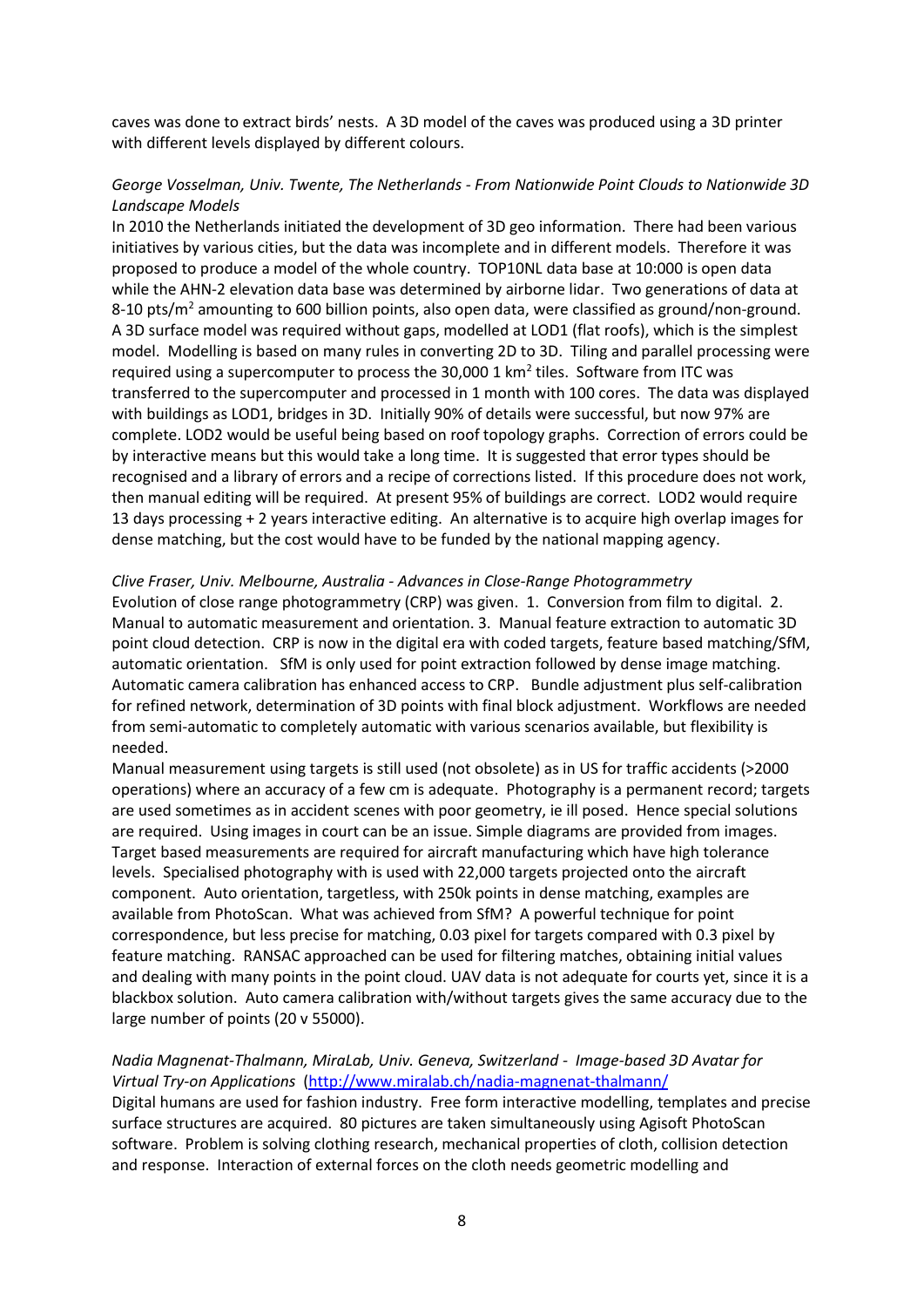caves was done to extract birds' nests. A 3D model of the caves was produced using a 3D printer with different levels displayed by different colours.

*George Vosselman, Univ. Twente, The Netherlands - From Nationwide Point Clouds to Nationwide 3D Landscape Models*

In 2010 the Netherlands initiated the development of 3D geo information. There had been various initiatives by various cities, but the data was incomplete and in different models. Therefore it was proposed to produce a model of the whole country. TOP10NL data base at 10:000 is open data while the AHN-2 elevation data base was determined by airborne lidar. Two generations of data at 8-10 pts/m$^2$ amounting to 600 billion points, also open data, were classified as ground/non-ground. A 3D surface model was required without gaps, modelled at LOD1 (flat roofs), which is the simplest model. Modelling is based on many rules in converting 2D to 3D. Tiling and parallel processing were required using a supercomputer to process the 30,000 1 km$^2$ tiles. Software from ITC was transferred to the supercomputer and processed in 1 month with 100 cores. The data was displayed with buildings as LOD1, bridges in 3D. Initially 90% of details were successful, but now 97% are complete. LOD2 would be useful being based on roof topology graphs. Correction of errors could be by interactive means but this would take a long time. It is suggested that error types should be recognised and a library of errors and a recipe of corrections listed. If this procedure does not work, then manual editing will be required. At present 95% of buildings are correct. LOD2 would require 13 days processing + 2 years interactive editing. An alternative is to acquire high overlap images for dense matching, but the cost would have to be funded by the national mapping agency.

*Clive Fraser, Univ. Melbourne, Australia - Advances in Close-Range Photogrammetry*

Evolution of close range photogrammetry (CRP) was given. 1. Conversion from film to digital. 2. Manual to automatic measurement and orientation. 3. Manual feature extraction to automatic 3D point cloud detection. CRP is now in the digital era with coded targets, feature based matching/SfM, automatic orientation. SfM is only used for point extraction followed by dense image matching. Automatic camera calibration has enhanced access to CRP. Bundle adjustment plus self-calibration for refined network, determination of 3D points with final block adjustment. Workflows are needed from semi-automatic to completely automatic with various scenarios available, but flexibility is needed.

Manual measurement using targets is still used (not obsolete) as in US for traffic accidents (>2000 operations) where an accuracy of a few cm is adequate. Photography is a permanent record; targets are used sometimes as in accident scenes with poor geometry, ie ill posed. Hence special solutions are required. Using images in court can be an issue. Simple diagrams are provided from images. Target based measurements are required for aircraft manufacturing which have high tolerance levels. Specialised photography with is used with 22,000 targets projected onto the aircraft component. Auto orientation, targetless, with 250k points in dense matching, examples are available from PhotoScan. What was achieved from SfM? A powerful technique for point correspondence, but less precise for matching, 0.03 pixel for targets compared with 0.3 pixel by feature matching. RANSAC approached can be used for filtering matches, obtaining initial values and dealing with many points in the point cloud. UAV data is not adequate for courts yet, since it is a blackbox solution. Auto camera calibration with/without targets gives the same accuracy due to the large number of points (20 v 55000).

*Nadia Magnenat-Thalmann, MiraLab, Univ. Geneva, Switzerland - Image-based 3D Avatar for Virtual Try-on Applications* (http://www.miralab.ch/nadia-magnenat-thalmann/)

Digital humans are used for fashion industry. Free form interactive modelling, templates and precise surface structures are acquired. 80 pictures are taken simultaneously using Agisoft PhotoScan software. Problem is solving clothing research, mechanical properties of cloth, collision detection and response. Interaction of external forces on the cloth needs geometric modelling and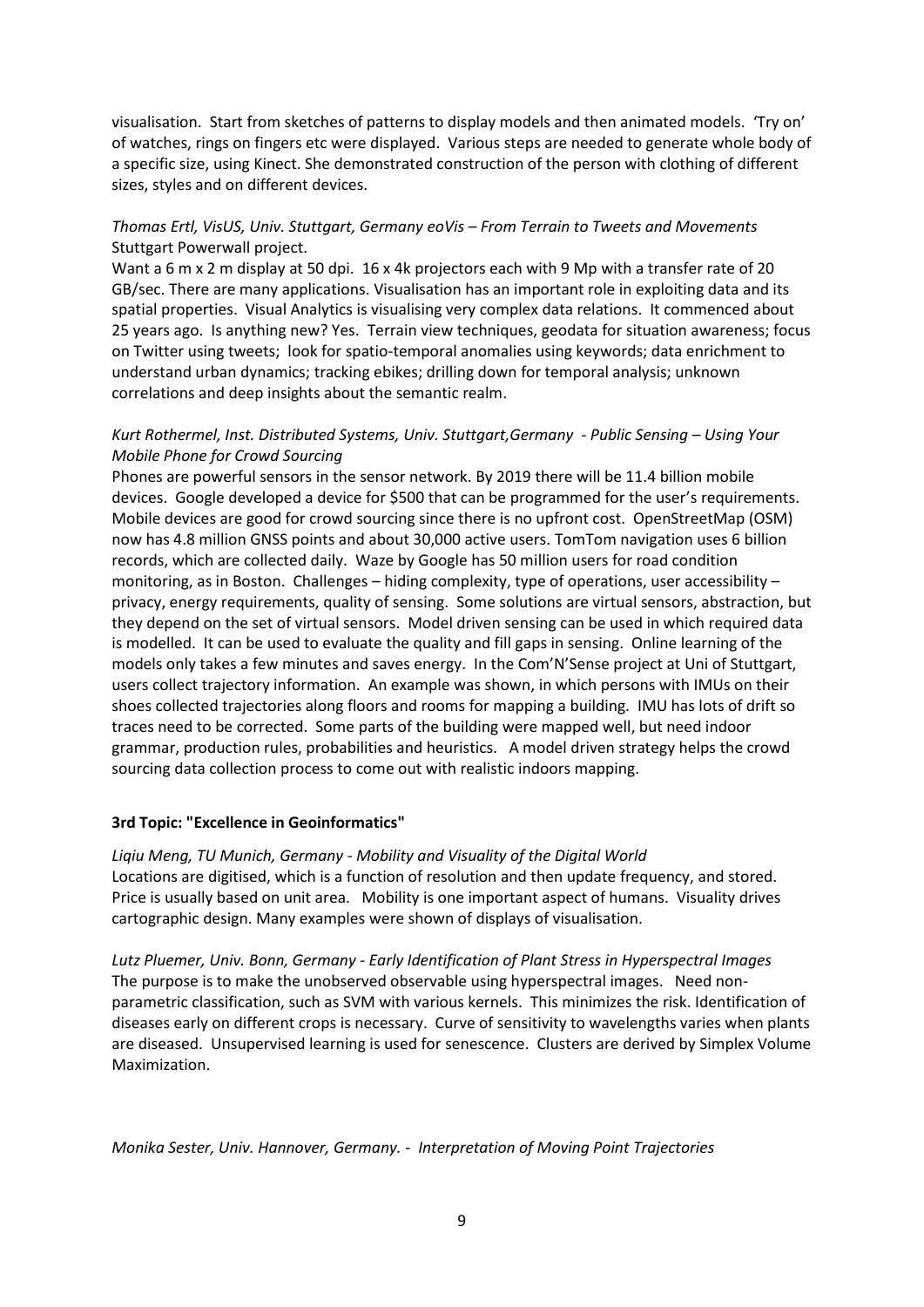visualisation. Start from sketches of patterns to display models and then animated models. 'Try on' of watches, rings on fingers etc were displayed. Various steps are needed to generate whole body of a specific size, using Kinect. She demonstrated construction of the person with clothing of different sizes, styles and on different devices.

*Thomas Ertl, VisUS, Univ. Stuttgart, Germany eoVis – From Terrain to Tweets and Movements*
Stuttgart Powerwall project.
Want a 6 m x 2 m display at 50 dpi. 16 x 4k projectors each with 9 Mp with a transfer rate of 20 GB/sec. There are many applications. Visualisation has an important role in exploiting data and its spatial properties. Visual Analytics is visualising very complex data relations. It commenced about 25 years ago. Is anything new? Yes. Terrain view techniques, geodata for situation awareness; focus on Twitter using tweets; look for spatio-temporal anomalies using keywords; data enrichment to understand urban dynamics; tracking ebikes; drilling down for temporal analysis; unknown correlations and deep insights about the semantic realm.

*Kurt Rothermel, Inst. Distributed Systems, Univ. Stuttgart,Germany - Public Sensing – Using Your Mobile Phone for Crowd Sourcing*
Phones are powerful sensors in the sensor network. By 2019 there will be 11.4 billion mobile devices. Google developed a device for $500 that can be programmed for the user's requirements. Mobile devices are good for crowd sourcing since there is no upfront cost. OpenStreetMap (OSM) now has 4.8 million GNSS points and about 30,000 active users. TomTom navigation uses 6 billion records, which are collected daily. Waze by Google has 50 million users for road condition monitoring, as in Boston. Challenges – hiding complexity, type of operations, user accessibility – privacy, energy requirements, quality of sensing. Some solutions are virtual sensors, abstraction, but they depend on the set of virtual sensors. Model driven sensing can be used in which required data is modelled. It can be used to evaluate the quality and fill gaps in sensing. Online learning of the models only takes a few minutes and saves energy. In the Com'N'Sense project at Uni of Stuttgart, users collect trajectory information. An example was shown, in which persons with IMUs on their shoes collected trajectories along floors and rooms for mapping a building. IMU has lots of drift so traces need to be corrected. Some parts of the building were mapped well, but need indoor grammar, production rules, probabilities and heuristics. A model driven strategy helps the crowd sourcing data collection process to come out with realistic indoors mapping.

**3rd Topic: "Excellence in Geoinformatics"**

*Liqiu Meng, TU Munich, Germany - Mobility and Visuality of the Digital World*
Locations are digitised, which is a function of resolution and then update frequency, and stored. Price is usually based on unit area. Mobility is one important aspect of humans. Visuality drives cartographic design. Many examples were shown of displays of visualisation.

*Lutz Pluemer, Univ. Bonn, Germany - Early Identification of Plant Stress in Hyperspectral Images*
The purpose is to make the unobserved observable using hyperspectral images. Need non-parametric classification, such as SVM with various kernels. This minimizes the risk. Identification of diseases early on different crops is necessary. Curve of sensitivity to wavelengths varies when plants are diseased. Unsupervised learning is used for senescence. Clusters are derived by Simplex Volume Maximization.

*Monika Sester, Univ. Hannover, Germany. - Interpretation of Moving Point Trajectories*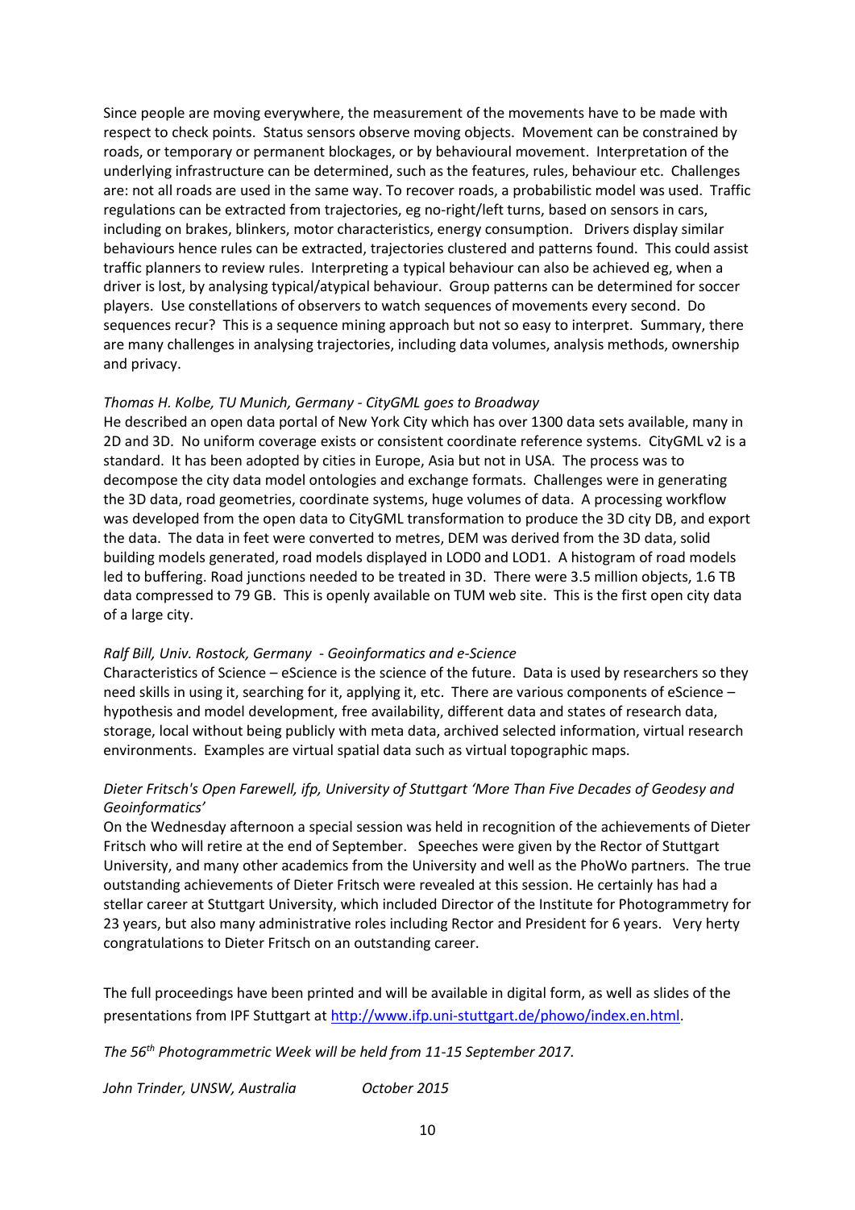Since people are moving everywhere, the measurement of the movements have to be made with respect to check points. Status sensors observe moving objects. Movement can be constrained by roads, or temporary or permanent blockages, or by behavioural movement. Interpretation of the underlying infrastructure can be determined, such as the features, rules, behaviour etc. Challenges are: not all roads are used in the same way. To recover roads, a probabilistic model was used. Traffic regulations can be extracted from trajectories, eg no-right/left turns, based on sensors in cars, including on brakes, blinkers, motor characteristics, energy consumption. Drivers display similar behaviours hence rules can be extracted, trajectories clustered and patterns found. This could assist traffic planners to review rules. Interpreting a typical behaviour can also be achieved eg, when a driver is lost, by analysing typical/atypical behaviour. Group patterns can be determined for soccer players. Use constellations of observers to watch sequences of movements every second. Do sequences recur? This is a sequence mining approach but not so easy to interpret. Summary, there are many challenges in analysing trajectories, including data volumes, analysis methods, ownership and privacy.

*Thomas H. Kolbe, TU Munich, Germany - CityGML goes to Broadway*

He described an open data portal of New York City which has over 1300 data sets available, many in 2D and 3D. No uniform coverage exists or consistent coordinate reference systems. CityGML v2 is a standard. It has been adopted by cities in Europe, Asia but not in USA. The process was to decompose the city data model ontologies and exchange formats. Challenges were in generating the 3D data, road geometries, coordinate systems, huge volumes of data. A processing workflow was developed from the open data to CityGML transformation to produce the 3D city DB, and export the data. The data in feet were converted to metres, DEM was derived from the 3D data, solid building models generated, road models displayed in LOD0 and LOD1. A histogram of road models led to buffering. Road junctions needed to be treated in 3D. There were 3.5 million objects, 1.6 TB data compressed to 79 GB. This is openly available on TUM web site. This is the first open city data of a large city.

*Ralf Bill, Univ. Rostock, Germany - Geoinformatics and e-Science*

Characteristics of Science – eScience is the science of the future. Data is used by researchers so they need skills in using it, searching for it, applying it, etc. There are various components of eScience – hypothesis and model development, free availability, different data and states of research data, storage, local without being publicly with meta data, archived selected information, virtual research environments. Examples are virtual spatial data such as virtual topographic maps.

*Dieter Fritsch's Open Farewell, ifp, University of Stuttgart 'More Than Five Decades of Geodesy and Geoinformatics'*

On the Wednesday afternoon a special session was held in recognition of the achievements of Dieter Fritsch who will retire at the end of September. Speeches were given by the Rector of Stuttgart University, and many other academics from the University and well as the PhoWo partners. The true outstanding achievements of Dieter Fritsch were revealed at this session. He certainly has had a stellar career at Stuttgart University, which included Director of the Institute for Photogrammetry for 23 years, but also many administrative roles including Rector and President for 6 years. Very herty congratulations to Dieter Fritsch on an outstanding career.

The full proceedings have been printed and will be available in digital form, as well as slides of the presentations from IPF Stuttgart at http://www.ifp.uni-stuttgart.de/phowo/index.en.html.

*The 56th Photogrammetric Week will be held from 11-15 September 2017.*

*John Trinder, UNSW, Australia October 2015*